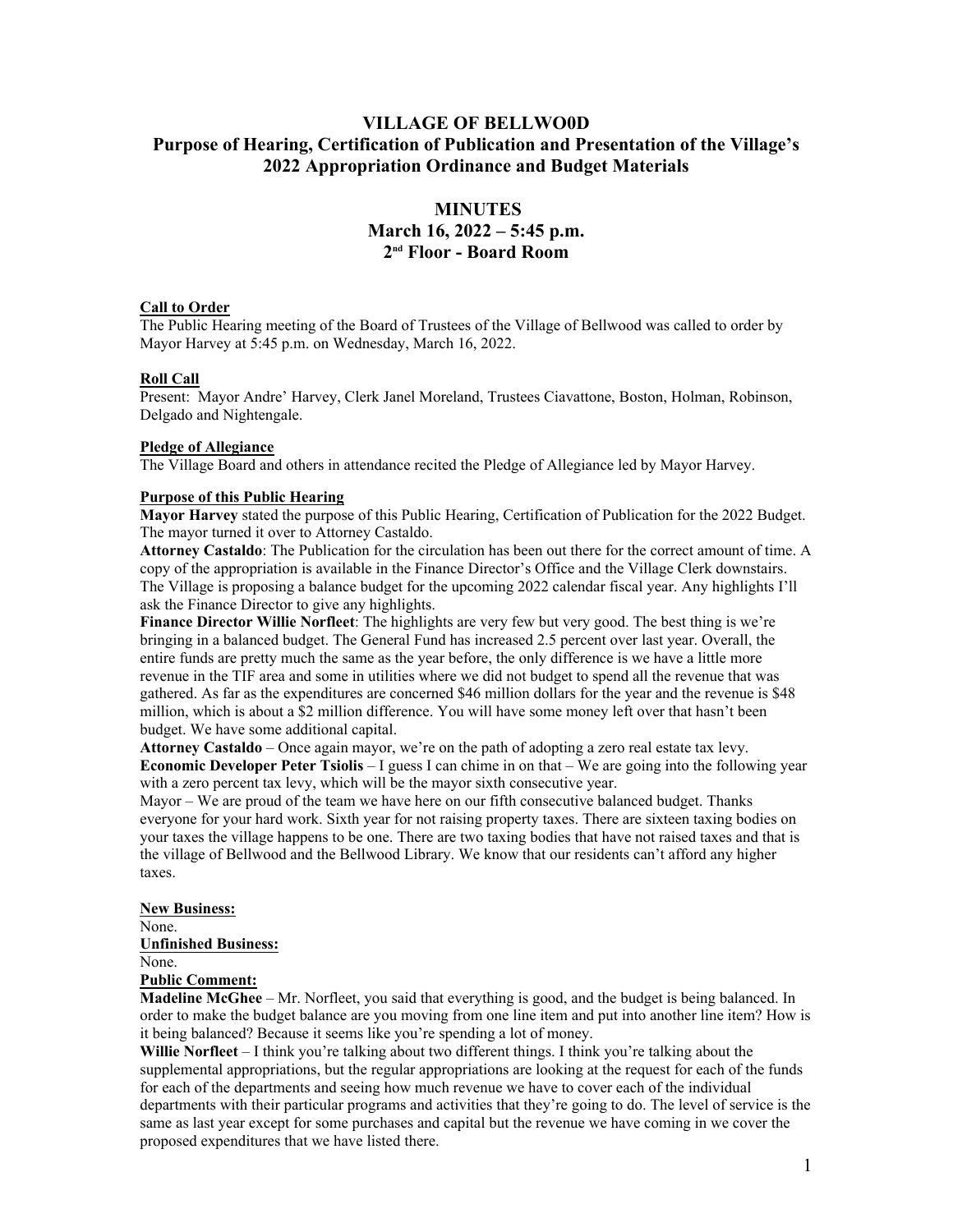# VILLAGE OF BELLWO0D
## Purpose of Hearing, Certification of Publication and Presentation of the Village's 2022 Appropriation Ordinance and Budget Materials

## MINUTES
### March 16, 2022 – 5:45 p.m.
### 2nd Floor - Board Room

**Call to Order**
The Public Hearing meeting of the Board of Trustees of the Village of Bellwood was called to order by Mayor Harvey at 5:45 p.m. on Wednesday, March 16, 2022.

**Roll Call**
Present: Mayor Andre' Harvey, Clerk Janel Moreland, Trustees Ciavattone, Boston, Holman, Robinson, Delgado and Nightengale.

**Pledge of Allegiance**
The Village Board and others in attendance recited the Pledge of Allegiance led by Mayor Harvey.

**Purpose of this Public Hearing**
**Mayor Harvey** stated the purpose of this Public Hearing, Certification of Publication for the 2022 Budget. The mayor turned it over to Attorney Castaldo.
**Attorney Castaldo**: The Publication for the circulation has been out there for the correct amount of time. A copy of the appropriation is available in the Finance Director's Office and the Village Clerk downstairs. The Village is proposing a balance budget for the upcoming 2022 calendar fiscal year. Any highlights I'll ask the Finance Director to give any highlights.
**Finance Director Willie Norfleet**: The highlights are very few but very good. The best thing is we're bringing in a balanced budget. The General Fund has increased 2.5 percent over last year. Overall, the entire funds are pretty much the same as the year before, the only difference is we have a little more revenue in the TIF area and some in utilities where we did not budget to spend all the revenue that was gathered. As far as the expenditures are concerned $46 million dollars for the year and the revenue is $48 million, which is about a $2 million difference. You will have some money left over that hasn't been budget. We have some additional capital.
**Attorney Castaldo** – Once again mayor, we're on the path of adopting a zero real estate tax levy.
**Economic Developer Peter Tsiolis** – I guess I can chime in on that – We are going into the following year with a zero percent tax levy, which will be the mayor sixth consecutive year.
Mayor – We are proud of the team we have here on our fifth consecutive balanced budget. Thanks everyone for your hard work. Sixth year for not raising property taxes. There are sixteen taxing bodies on your taxes the village happens to be one. There are two taxing bodies that have not raised taxes and that is the village of Bellwood and the Bellwood Library. We know that our residents can't afford any higher taxes.

**New Business:**
None.
**Unfinished Business:**
None.
**Public Comment:**
**Madeline McGhee** – Mr. Norfleet, you said that everything is good, and the budget is being balanced. In order to make the budget balance are you moving from one line item and put into another line item? How is it being balanced? Because it seems like you're spending a lot of money.
**Willie Norfleet** – I think you're talking about two different things. I think you're talking about the supplemental appropriations, but the regular appropriations are looking at the request for each of the funds for each of the departments and seeing how much revenue we have to cover each of the individual departments with their particular programs and activities that they're going to do. The level of service is the same as last year except for some purchases and capital but the revenue we have coming in we cover the proposed expenditures that we have listed there.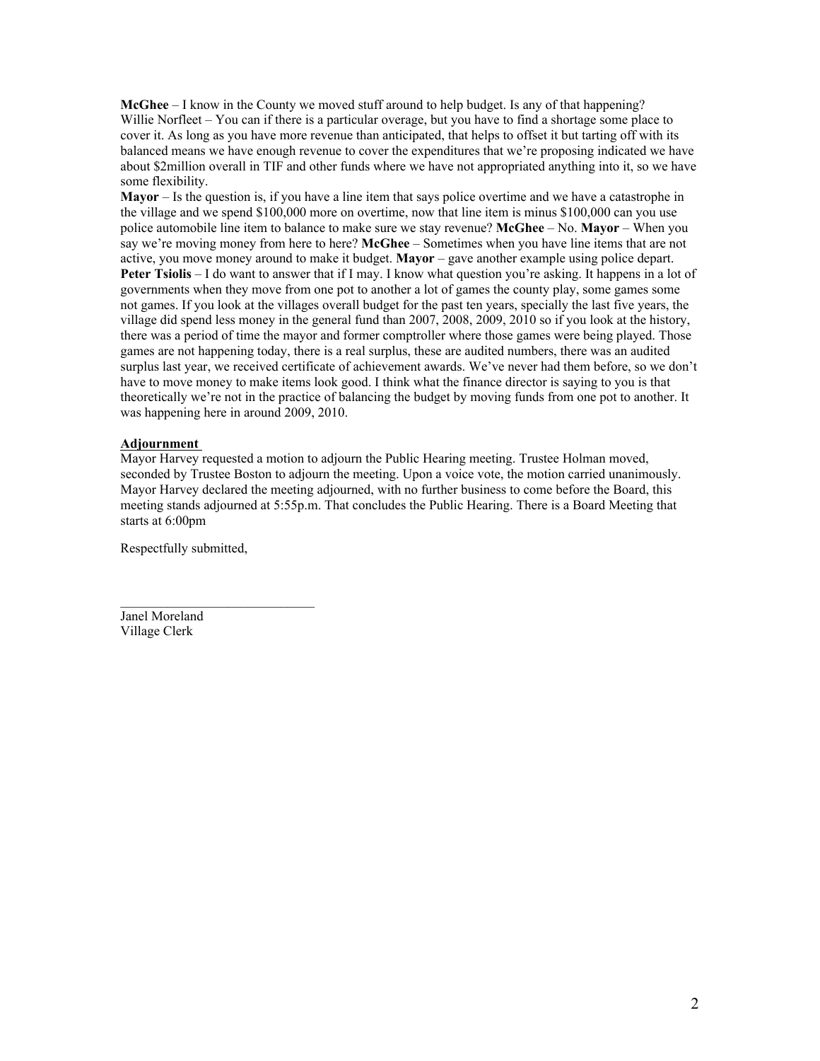**McGhee** – I know in the County we moved stuff around to help budget. Is any of that happening?
Willie Norfleet – You can if there is a particular overage, but you have to find a shortage some place to cover it. As long as you have more revenue than anticipated, that helps to offset it but tarting off with its balanced means we have enough revenue to cover the expenditures that we're proposing indicated we have about $2million overall in TIF and other funds where we have not appropriated anything into it, so we have some flexibility.
**Mayor** – Is the question is, if you have a line item that says police overtime and we have a catastrophe in the village and we spend $100,000 more on overtime, now that line item is minus $100,000 can you use police automobile line item to balance to make sure we stay revenue? **McGhee** – No. **Mayor** – When you say we're moving money from here to here? **McGhee** – Sometimes when you have line items that are not active, you move money around to make it budget. **Mayor** – gave another example using police depart.
**Peter Tsiolis** – I do want to answer that if I may. I know what question you're asking. It happens in a lot of governments when they move from one pot to another a lot of games the county play, some games some not games. If you look at the villages overall budget for the past ten years, specially the last five years, the village did spend less money in the general fund than 2007, 2008, 2009, 2010 so if you look at the history, there was a period of time the mayor and former comptroller where those games were being played. Those games are not happening today, there is a real surplus, these are audited numbers, there was an audited surplus last year, we received certificate of achievement awards. We've never had them before, so we don't have to move money to make items look good. I think what the finance director is saying to you is that theoretically we're not in the practice of balancing the budget by moving funds from one pot to another. It was happening here in around 2009, 2010.

**Adjournment**

Mayor Harvey requested a motion to adjourn the Public Hearing meeting. Trustee Holman moved, seconded by Trustee Boston to adjourn the meeting. Upon a voice vote, the motion carried unanimously. Mayor Harvey declared the meeting adjourned, with no further business to come before the Board, this meeting stands adjourned at 5:55p.m. That concludes the Public Hearing. There is a Board Meeting that starts at 6:00pm

Respectfully submitted,

\_\_\_\_\_\_\_\_\_\_\_\_\_\_\_\_\_\_\_\_\_\_\_\_\_\_\_\_\_\_

Janel Moreland
Village Clerk